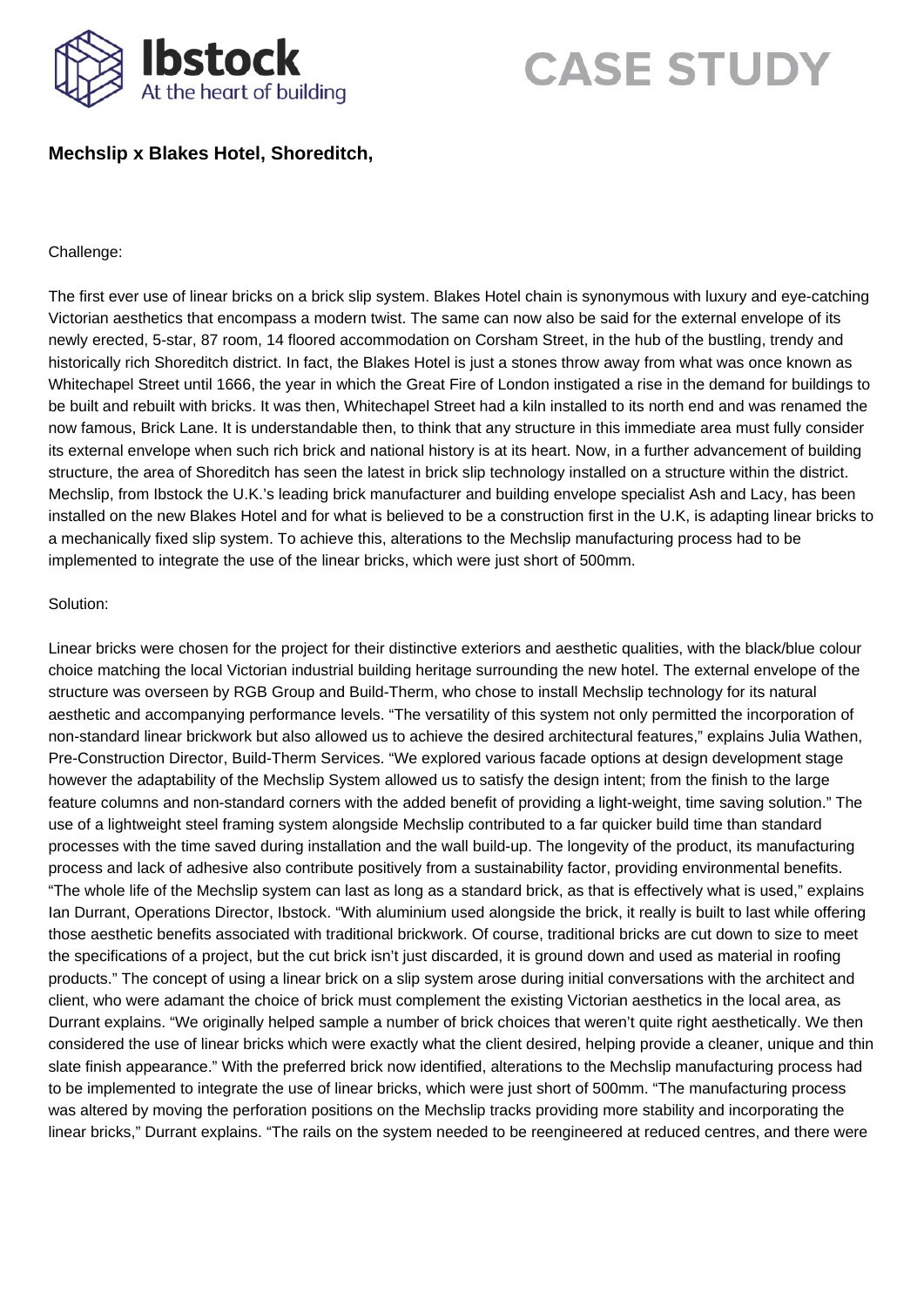# CASE STUDY

## Mechslip x Blakes Hotel, Shoreditch,

Challenge:

The first ever use of linear bricks on a brick slip system. Blakes Hotel chain is synonymous with luxury and eye-catching Victorian aesthetics that encompass a modern twist. The same can now also be said for the external envelope of its newly erected, 5-star, 87 room, 14 floored accommodation on Corsham Street, in the hub of the bustling, trendy and historically rich Shoreditch district. In fact, the Blakes Hotel is just a stones throw away from what was once known as Whitechapel Street until 1666, the year in which the Great Fire of London instigated a rise in the demand for buildings to be built and rebuilt with bricks. It was then, Whitechapel Street had a kiln installed to its north end and was renamed the now famous, Brick Lane. It is understandable then, to think that any structure in this immediate area must fully consider its external envelope when such rich brick and national history is at its heart. Now, in a further advancement of building structure, the area of Shoreditch has seen the latest in brick slip technology installed on a structure within the district. Mechslip, from Ibstock the U.K.'s leading brick manufacturer and building envelope specialist Ash and Lacy, has been installed on the new Blakes Hotel and for what is believed to be a construction first in the U.K, is adapting linear bricks to a mechanically fixed slip system. To achieve this, alterations to the Mechslip manufacturing process had to be implemented to integrate the use of the linear bricks, which were just short of 500mm.

Solution:

Linear bricks were chosen for the project for their distinctive exteriors and aesthetic qualities, with the black/blue colour choice matching the local Victorian industrial building heritage surrounding the new hotel. The external envelope of the structure was overseen by RGB Group and Build-Therm, who chose to install Mechslip technology for its natural aesthetic and accompanying performance levels. "The versatility of this system not only permitted the incorporation of non-standard linear brickwork but also allowed us to achieve the desired architectural features," explains Julia Wathen, Pre-Construction Director, Build-Therm Services. "We explored various facade options at design development stage however the adaptability of the Mechslip System allowed us to satisfy the design intent; from the finish to the large feature columns and non-standard corners with the added benefit of providing a light-weight, time saving solution." The use of a lightweight steel framing system alongside Mechslip contributed to a far quicker build time than standard processes with the time saved during installation and the wall build-up. The longevity of the product, its manufacturing process and lack of adhesive also contribute positively from a sustainability factor, providing environmental benefits. "The whole life of the Mechslip system can last as long as a standard brick, as that is effectively what is used," explains Ian Durrant, Operations Director, Ibstock. "With aluminium used alongside the brick, it really is built to last while offering those aesthetic benefits associated with traditional brickwork. Of course, traditional bricks are cut down to size to meet the specifications of a project, but the cut brick isn't just discarded, it is ground down and used as material in roofing products." The concept of using a linear brick on a slip system arose during initial conversations with the architect and client, who were adamant the choice of brick must complement the existing Victorian aesthetics in the local area, as Durrant explains. "We originally helped sample a number of brick choices that weren't quite right aesthetically. We then considered the use of linear bricks which were exactly what the client desired, helping provide a cleaner, unique and thin slate finish appearance." With the preferred brick now identified, alterations to the Mechslip manufacturing process had to be implemented to integrate the use of linear bricks, which were just short of 500mm. "The manufacturing process was altered by moving the perforation positions on the Mechslip tracks providing more stability and incorporating the linear bricks," Durrant explains. "The rails on the system needed to be reengineered at reduced centres, and there were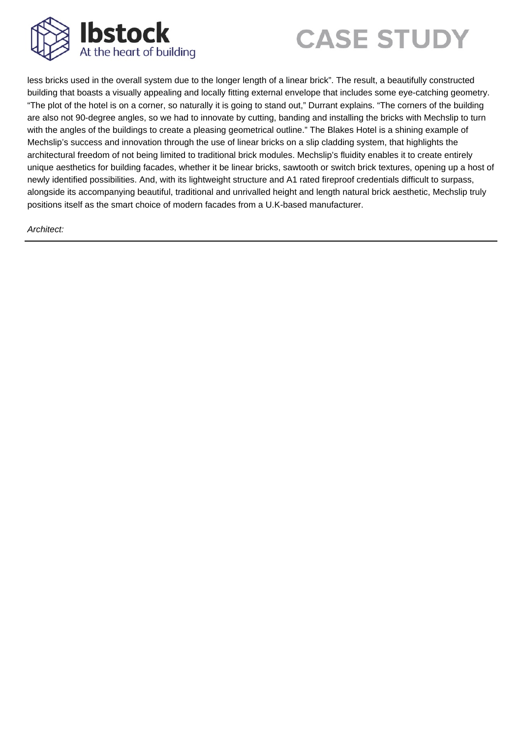less bricks used in the overall system due to the longer length of a linear brick". The result, a beautifully constructed building that boasts a visually appealing and locally fitting external envelope that includes some eye-catching geometry. "The plot of the hotel is on a corner, so naturally it is going to stand out," Durrant explains. "The corners of the building are also not 90-degree angles, so we had to innovate by cutting, banding and installing the bricks with Mechslip to turn with the angles of the buildings to create a pleasing geometrical outline." The Blakes Hotel is a shining example of Mechslip's success and innovation through the use of linear bricks on a slip cladding system, that highlights the architectural freedom of not being limited to traditional brick modules. Mechslip's fluidity enables it to create entirely unique aesthetics for building facades, whether it be linear bricks, sawtooth or switch brick textures, opening up a host of newly identified possibilities. And, with its lightweight structure and A1 rated fireproof credentials difficult to surpass, alongside its accompanying beautiful, traditional and unrivalled height and length natural brick aesthetic, Mechslip truly positions itself as the smart choice of modern facades from a U.K-based manufacturer.

*Architect:*

---